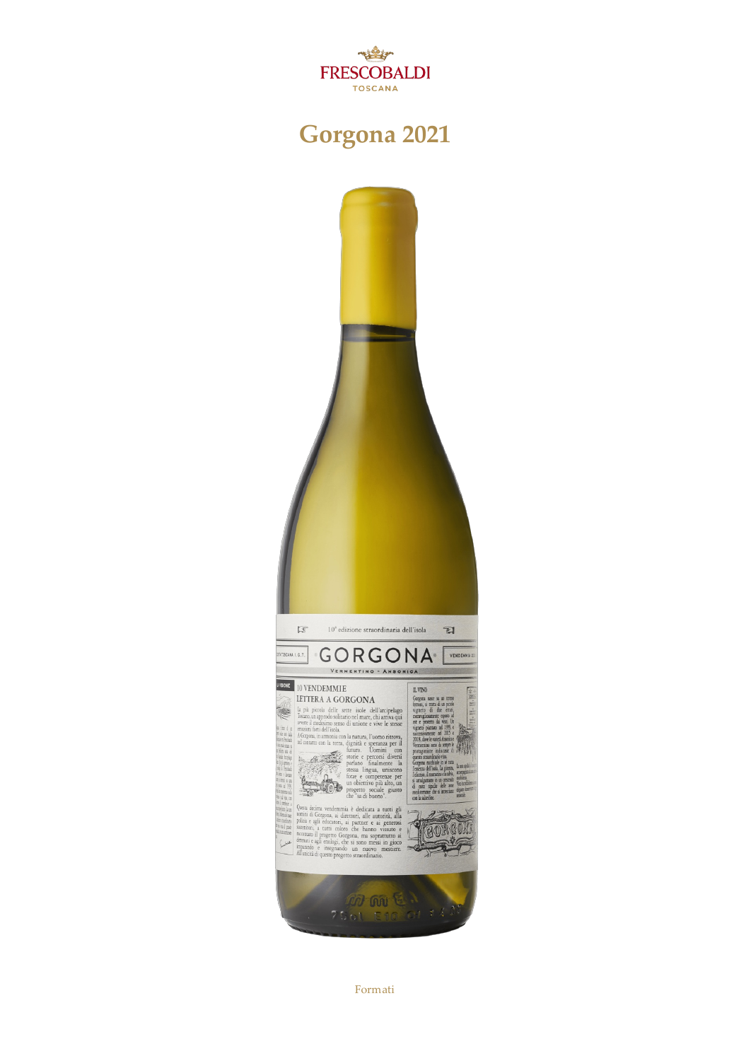FRESCOBALDI

TOSCANA

# Gorgona 2021

Formati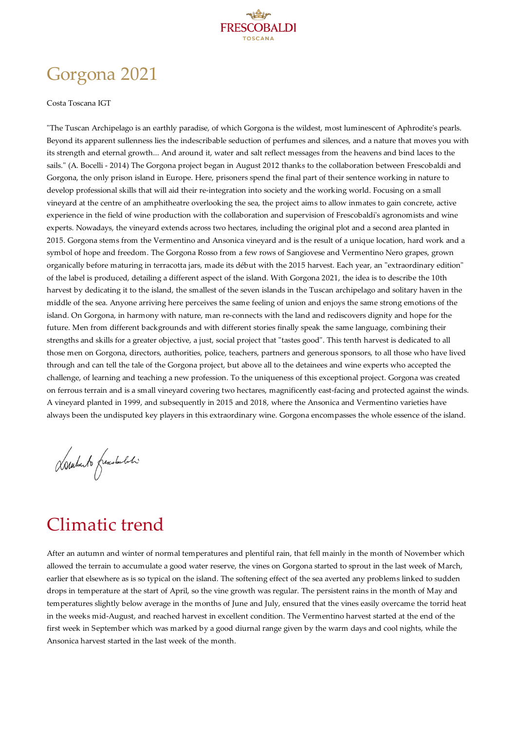# Gorgona 2021

Costa Toscana IGT

"The Tuscan Archipelago is an earthly paradise, of which Gorgona is the wildest, most luminescent of Aphrodite's pearls. Beyond its apparent sullenness lies the indescribable seduction of perfumes and silences, and a nature that moves you with its strength and eternal growth... And around it, water and salt reflect messages from the heavens and bind laces to the sails." (A. Bocelli - 2014) The Gorgona project began in August 2012 thanks to the collaboration between Frescobaldi and Gorgona, the only prison island in Europe. Here, prisoners spend the final part of their sentence working in nature to develop professional skills that will aid their re-integration into society and the working world. Focusing on a small vineyard at the centre of an amphitheatre overlooking the sea, the project aims to allow inmates to gain concrete, active experience in the field of wine production with the collaboration and supervision of Frescobaldi's agronomists and wine experts. Nowadays, the vineyard extends across two hectares, including the original plot and a second area planted in 2015. Gorgona stems from the Vermentino and Ansonica vineyard and is the result of a unique location, hard work and a symbol of hope and freedom. The Gorgona Rosso from a few rows of Sangiovese and Vermentino Nero grapes, grown organically before maturing in terracotta jars, made its début with the 2015 harvest. Each year, an "extraordinary edition" of the label is produced, detailing a different aspect of the island. With Gorgona 2021, the idea is to describe the 10th harvest by dedicating it to the island, the smallest of the seven islands in the Tuscan archipelago and solitary haven in the middle of the sea. Anyone arriving here perceives the same feeling of union and enjoys the same strong emotions of the island. On Gorgona, in harmony with nature, man re-connects with the land and rediscovers dignity and hope for the future. Men from different backgrounds and with different stories finally speak the same language, combining their strengths and skills for a greater objective, a just, social project that "tastes good". This tenth harvest is dedicated to all those men on Gorgona, directors, authorities, police, teachers, partners and generous sponsors, to all those who have lived through and can tell the tale of the Gorgona project, but above all to the detainees and wine experts who accepted the challenge, of learning and teaching a new profession. To the uniqueness of this exceptional project. Gorgona was created on ferrous terrain and is a small vineyard covering two hectares, magnificently east-facing and protected against the winds. A vineyard planted in 1999, and subsequently in 2015 and 2018, where the Ansonica and Vermentino varieties have always been the undisputed key players in this extraordinary wine. Gorgona encompasses the whole essence of the island.

Lamberto Frescobaldi

# Climatic trend

After an autumn and winter of normal temperatures and plentiful rain, that fell mainly in the month of November which allowed the terrain to accumulate a good water reserve, the vines on Gorgona started to sprout in the last week of March, earlier that elsewhere as is so typical on the island. The softening effect of the sea averted any problems linked to sudden drops in temperature at the start of April, so the vine growth was regular. The persistent rains in the month of May and temperatures slightly below average in the months of June and July, ensured that the vines easily overcame the torrid heat in the weeks mid-August, and reached harvest in excellent condition. The Vermentino harvest started at the end of the first week in September which was marked by a good diurnal range given by the warm days and cool nights, while the Ansonica harvest started in the last week of the month.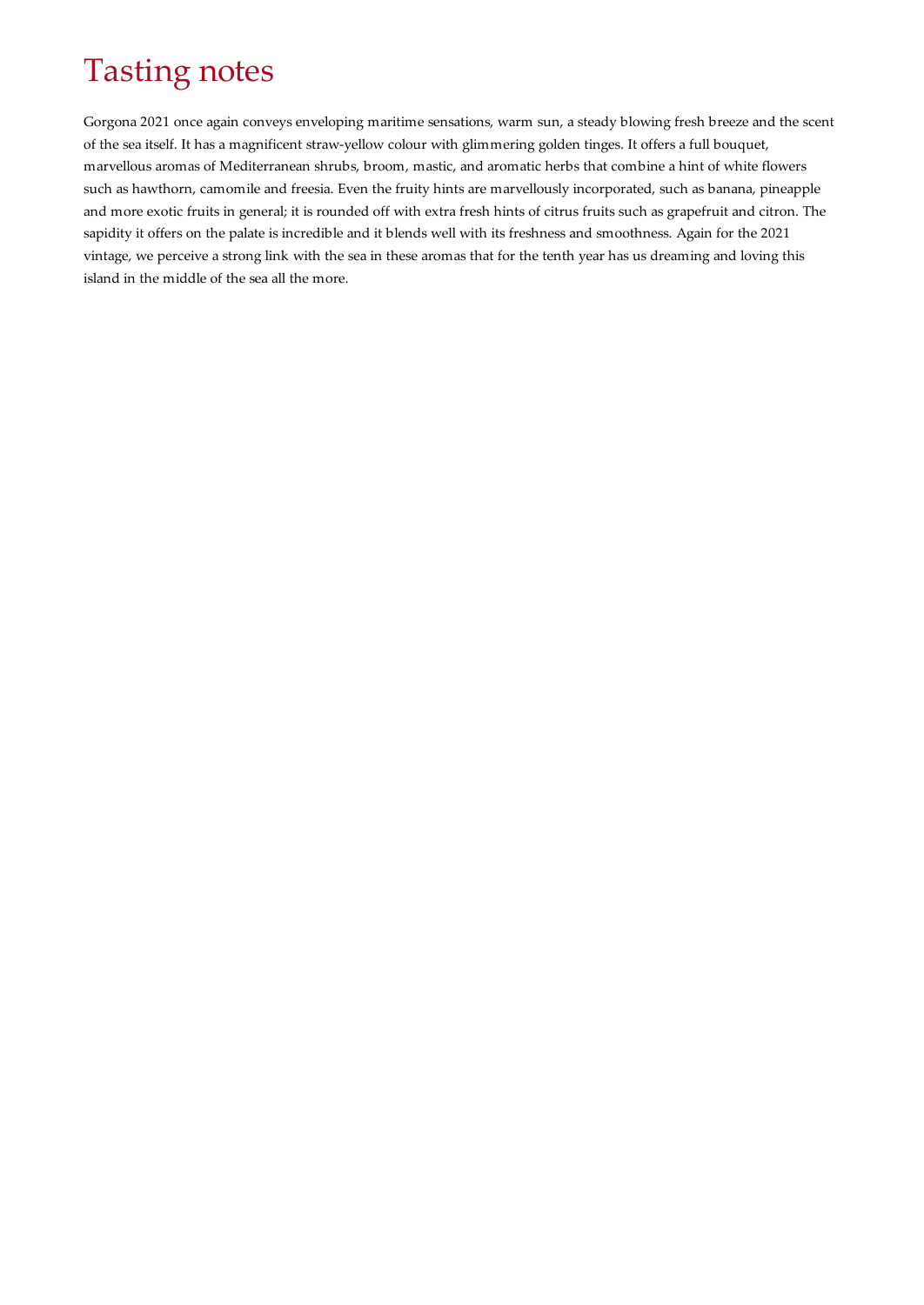# Tasting notes

Gorgona 2021 once again conveys enveloping maritime sensations, warm sun, a steady blowing fresh breeze and the scent of the sea itself. It has a magnificent straw-yellow colour with glimmering golden tinges. It offers a full bouquet, marvellous aromas of Mediterranean shrubs, broom, mastic, and aromatic herbs that combine a hint of white flowers such as hawthorn, camomile and freesia. Even the fruity hints are marvellously incorporated, such as banana, pineapple and more exotic fruits in general; it is rounded off with extra fresh hints of citrus fruits such as grapefruit and citron. The sapidity it offers on the palate is incredible and it blends well with its freshness and smoothness. Again for the 2021 vintage, we perceive a strong link with the sea in these aromas that for the tenth year has us dreaming and loving this island in the middle of the sea all the more.